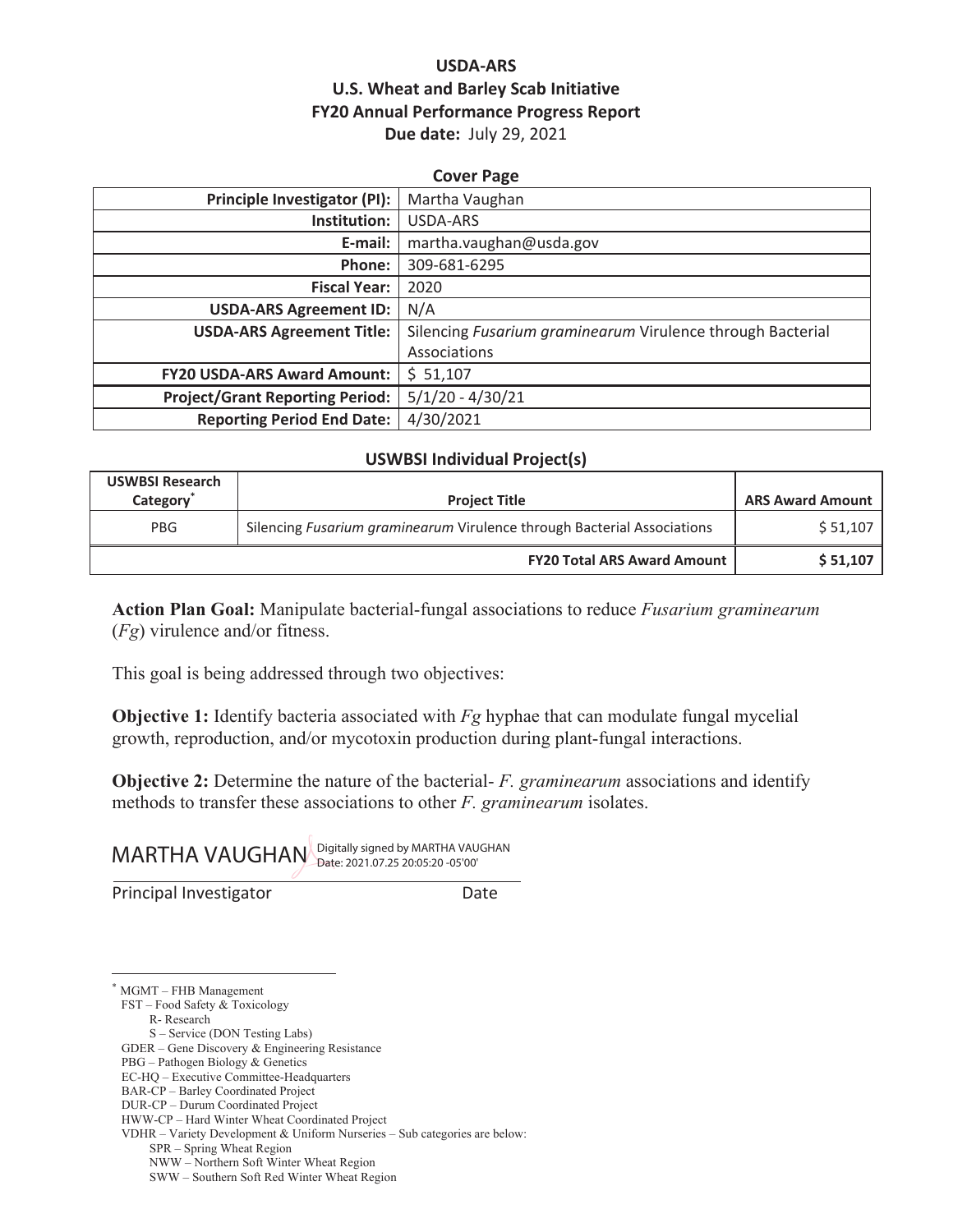**USDA-ARS**
**U.S. Wheat and Barley Scab Initiative**
**FY20 Annual Performance Progress Report**
**Due date:** July 29, 2021

**Cover Page**

| | |
|---|---|
| **Principle Investigator (PI):** | Martha Vaughan |
| **Institution:** | USDA-ARS |
| **E-mail:** | martha.vaughan@usda.gov |
| **Phone:** | 309-681-6295 |
| **Fiscal Year:** | 2020 |
| **USDA-ARS Agreement ID:** | N/A |
| **USDA-ARS Agreement Title:** | Silencing *Fusarium graminearum* Virulence through Bacterial Associations |
| **FY20 USDA-ARS Award Amount:** | $ 51,107 |
| **Project/Grant Reporting Period:** | 5/1/20 - 4/30/21 |
| **Reporting Period End Date:** | 4/30/2021 |

**USWBSI Individual Project(s)**

| USWBSI Research Category* | Project Title | ARS Award Amount |
|---|---|---|
| PBG | Silencing *Fusarium graminearum* Virulence through Bacterial Associations | $ 51,107 |
| | **FY20 Total ARS Award Amount** | **$ 51,107** |

**Action Plan Goal:** Manipulate bacterial-fungal associations to reduce *Fusarium graminearum* (*Fg*) virulence and/or fitness.

This goal is being addressed through two objectives:

**Objective 1:** Identify bacteria associated with *Fg* hyphae that can modulate fungal mycelial growth, reproduction, and/or mycotoxin production during plant-fungal interactions.

**Objective 2:** Determine the nature of the bacterial- *F. graminearum* associations and identify methods to transfer these associations to other *F. graminearum* isolates.

MARTHA VAUGHAN Digitally signed by MARTHA VAUGHAN Date: 2021.07.25 20:05:20 -05'00'

Principal Investigator Date

\* MGMT – FHB Management
FST – Food Safety & Toxicology
R- Research
S – Service (DON Testing Labs)
GDER – Gene Discovery & Engineering Resistance
PBG – Pathogen Biology & Genetics
EC-HQ – Executive Committee-Headquarters
BAR-CP – Barley Coordinated Project
DUR-CP – Durum Coordinated Project
HWW-CP – Hard Winter Wheat Coordinated Project
VDHR – Variety Development & Uniform Nurseries – Sub categories are below:
SPR – Spring Wheat Region
NWW – Northern Soft Winter Wheat Region
SWW – Southern Soft Red Winter Wheat Region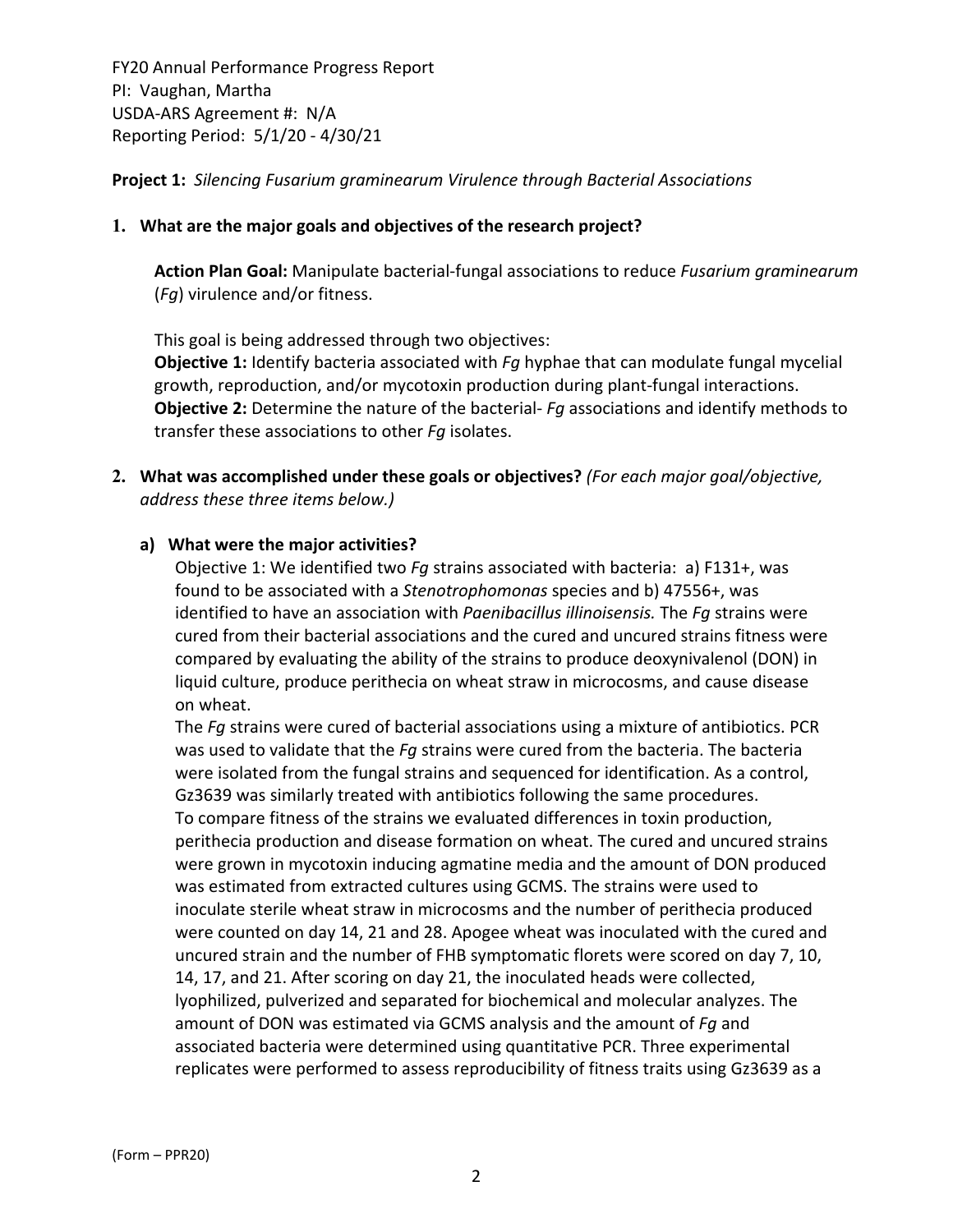FY20 Annual Performance Progress Report
PI: Vaughan, Martha
USDA-ARS Agreement #: N/A
Reporting Period: 5/1/20 - 4/30/21

**Project 1:** *Silencing Fusarium graminearum Virulence through Bacterial Associations*

## 1. What are the major goals and objectives of the research project?

**Action Plan Goal:** Manipulate bacterial-fungal associations to reduce *Fusarium graminearum* (*Fg*) virulence and/or fitness.

This goal is being addressed through two objectives:
**Objective 1:** Identify bacteria associated with *Fg* hyphae that can modulate fungal mycelial growth, reproduction, and/or mycotoxin production during plant-fungal interactions.
**Objective 2:** Determine the nature of the bacterial- *Fg* associations and identify methods to transfer these associations to other *Fg* isolates.

## 2. What was accomplished under these goals or objectives? *(For each major goal/objective, address these three items below.)*

### a) What were the major activities?

Objective 1: We identified two *Fg* strains associated with bacteria: a) F131+, was found to be associated with a *Stenotrophomonas* species and b) 47556+, was identified to have an association with *Paenibacillus illinoisensis.* The *Fg* strains were cured from their bacterial associations and the cured and uncured strains fitness were compared by evaluating the ability of the strains to produce deoxynivalenol (DON) in liquid culture, produce perithecia on wheat straw in microcosms, and cause disease on wheat.

The *Fg* strains were cured of bacterial associations using a mixture of antibiotics. PCR was used to validate that the *Fg* strains were cured from the bacteria. The bacteria were isolated from the fungal strains and sequenced for identification. As a control, Gz3639 was similarly treated with antibiotics following the same procedures.

To compare fitness of the strains we evaluated differences in toxin production, perithecia production and disease formation on wheat. The cured and uncured strains were grown in mycotoxin inducing agmatine media and the amount of DON produced was estimated from extracted cultures using GCMS. The strains were used to inoculate sterile wheat straw in microcosms and the number of perithecia produced were counted on day 14, 21 and 28. Apogee wheat was inoculated with the cured and uncured strain and the number of FHB symptomatic florets were scored on day 7, 10, 14, 17, and 21. After scoring on day 21, the inoculated heads were collected, lyophilized, pulverized and separated for biochemical and molecular analyzes. The amount of DON was estimated via GCMS analysis and the amount of *Fg* and associated bacteria were determined using quantitative PCR. Three experimental replicates were performed to assess reproducibility of fitness traits using Gz3639 as a

(Form – PPR20)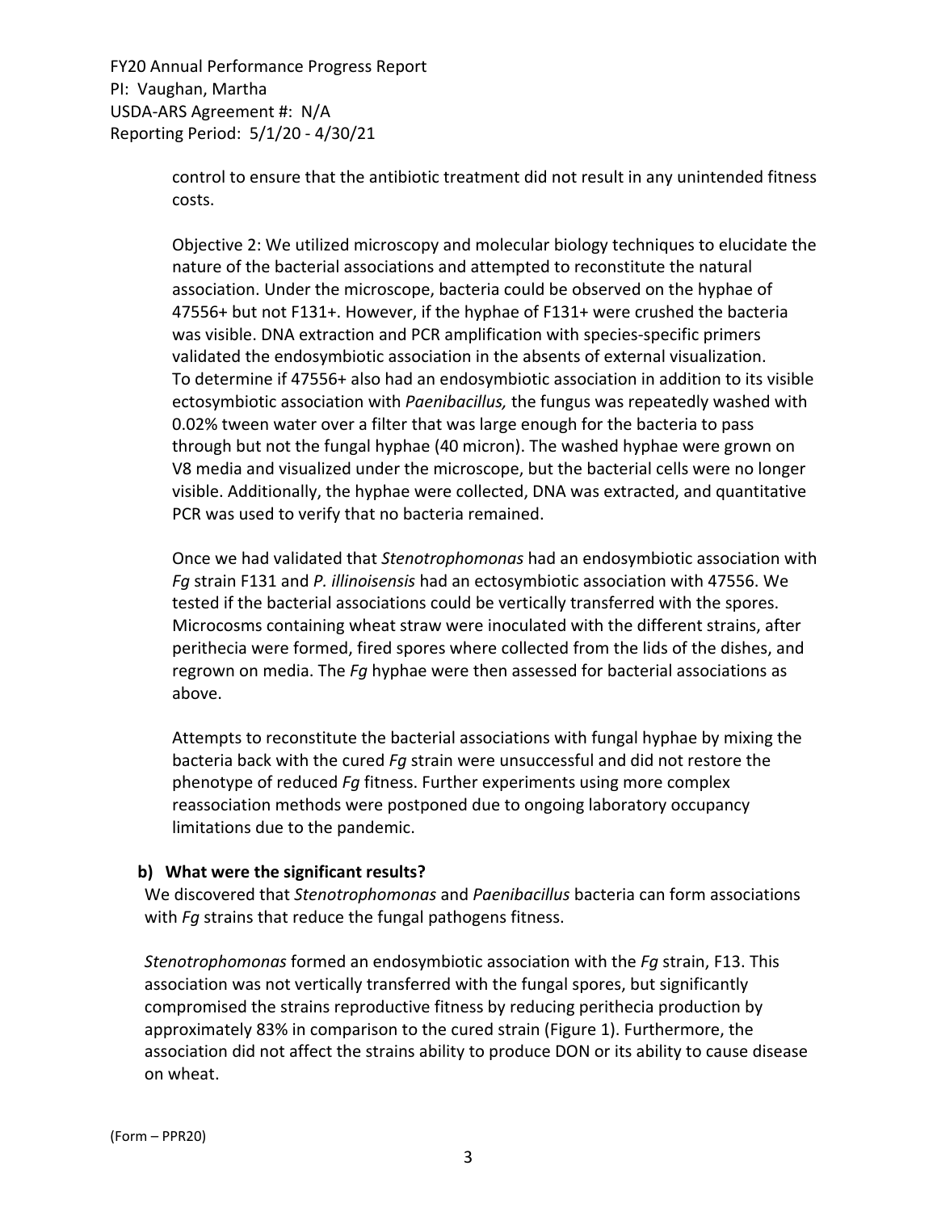control to ensure that the antibiotic treatment did not result in any unintended fitness costs.

Objective 2: We utilized microscopy and molecular biology techniques to elucidate the nature of the bacterial associations and attempted to reconstitute the natural association. Under the microscope, bacteria could be observed on the hyphae of 47556+ but not F131+. However, if the hyphae of F131+ were crushed the bacteria was visible. DNA extraction and PCR amplification with species-specific primers validated the endosymbiotic association in the absents of external visualization. To determine if 47556+ also had an endosymbiotic association in addition to its visible ectosymbiotic association with *Paenibacillus,* the fungus was repeatedly washed with 0.02% tween water over a filter that was large enough for the bacteria to pass through but not the fungal hyphae (40 micron). The washed hyphae were grown on V8 media and visualized under the microscope, but the bacterial cells were no longer visible. Additionally, the hyphae were collected, DNA was extracted, and quantitative PCR was used to verify that no bacteria remained.

Once we had validated that *Stenotrophomonas* had an endosymbiotic association with *Fg* strain F131 and *P. illinoisensis* had an ectosymbiotic association with 47556. We tested if the bacterial associations could be vertically transferred with the spores. Microcosms containing wheat straw were inoculated with the different strains, after perithecia were formed, fired spores where collected from the lids of the dishes, and regrown on media. The *Fg* hyphae were then assessed for bacterial associations as above.

Attempts to reconstitute the bacterial associations with fungal hyphae by mixing the bacteria back with the cured *Fg* strain were unsuccessful and did not restore the phenotype of reduced *Fg* fitness. Further experiments using more complex reassociation methods were postponed due to ongoing laboratory occupancy limitations due to the pandemic.

**b) What were the significant results?**

We discovered that *Stenotrophomonas* and *Paenibacillus* bacteria can form associations with *Fg* strains that reduce the fungal pathogens fitness.

*Stenotrophomonas* formed an endosymbiotic association with the *Fg* strain, F13. This association was not vertically transferred with the fungal spores, but significantly compromised the strains reproductive fitness by reducing perithecia production by approximately 83% in comparison to the cured strain (Figure 1). Furthermore, the association did not affect the strains ability to produce DON or its ability to cause disease on wheat.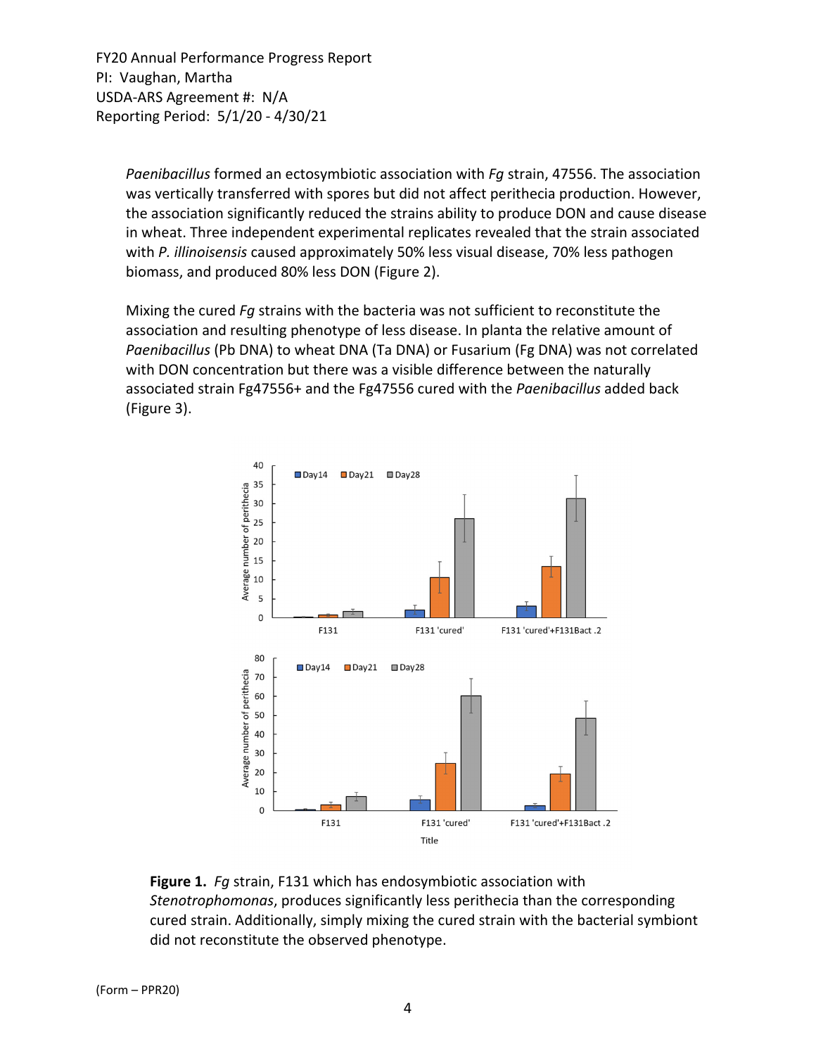Paenibacillus formed an ectosymbiotic association with *Fg* strain, 47556. The association was vertically transferred with spores but did not affect perithecia production. However, the association significantly reduced the strains ability to produce DON and cause disease in wheat. Three independent experimental replicates revealed that the strain associated with *P. illinoisensis* caused approximately 50% less visual disease, 70% less pathogen biomass, and produced 80% less DON (Figure 2).

Mixing the cured *Fg* strains with the bacteria was not sufficient to reconstitute the association and resulting phenotype of less disease. In planta the relative amount of *Paenibacillus* (Pb DNA) to wheat DNA (Ta DNA) or Fusarium (Fg DNA) was not correlated with DON concentration but there was a visible difference between the naturally associated strain Fg47556+ and the Fg47556 cured with the *Paenibacillus* added back (Figure 3).

**Figure 1.** *Fg* strain, F131 which has endosymbiotic association with *Stenotrophomonas*, produces significantly less perithecia than the corresponding cured strain. Additionally, simply mixing the cured strain with the bacterial symbiont did not reconstitute the observed phenotype.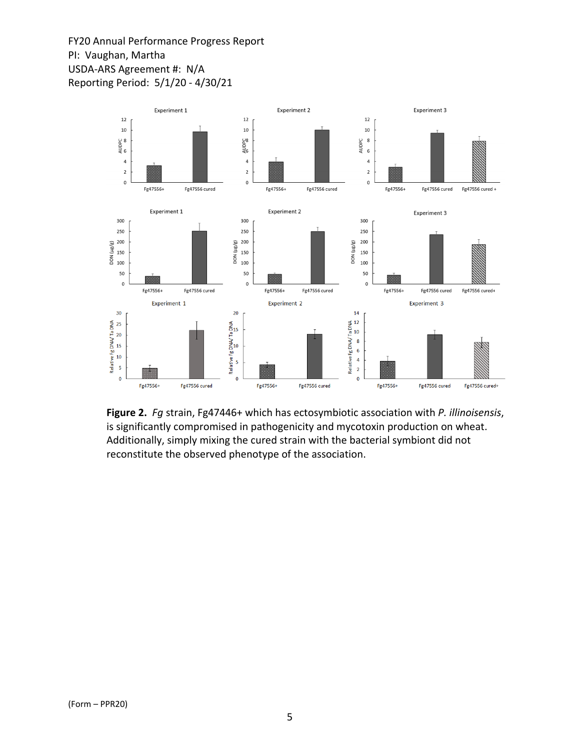**Figure 2.** *Fg* strain, Fg47446+ which has ectosymbiotic association with *P. illinoisensis*, is significantly compromised in pathogenicity and mycotoxin production on wheat. Additionally, simply mixing the cured strain with the bacterial symbiont did not reconstitute the observed phenotype of the association.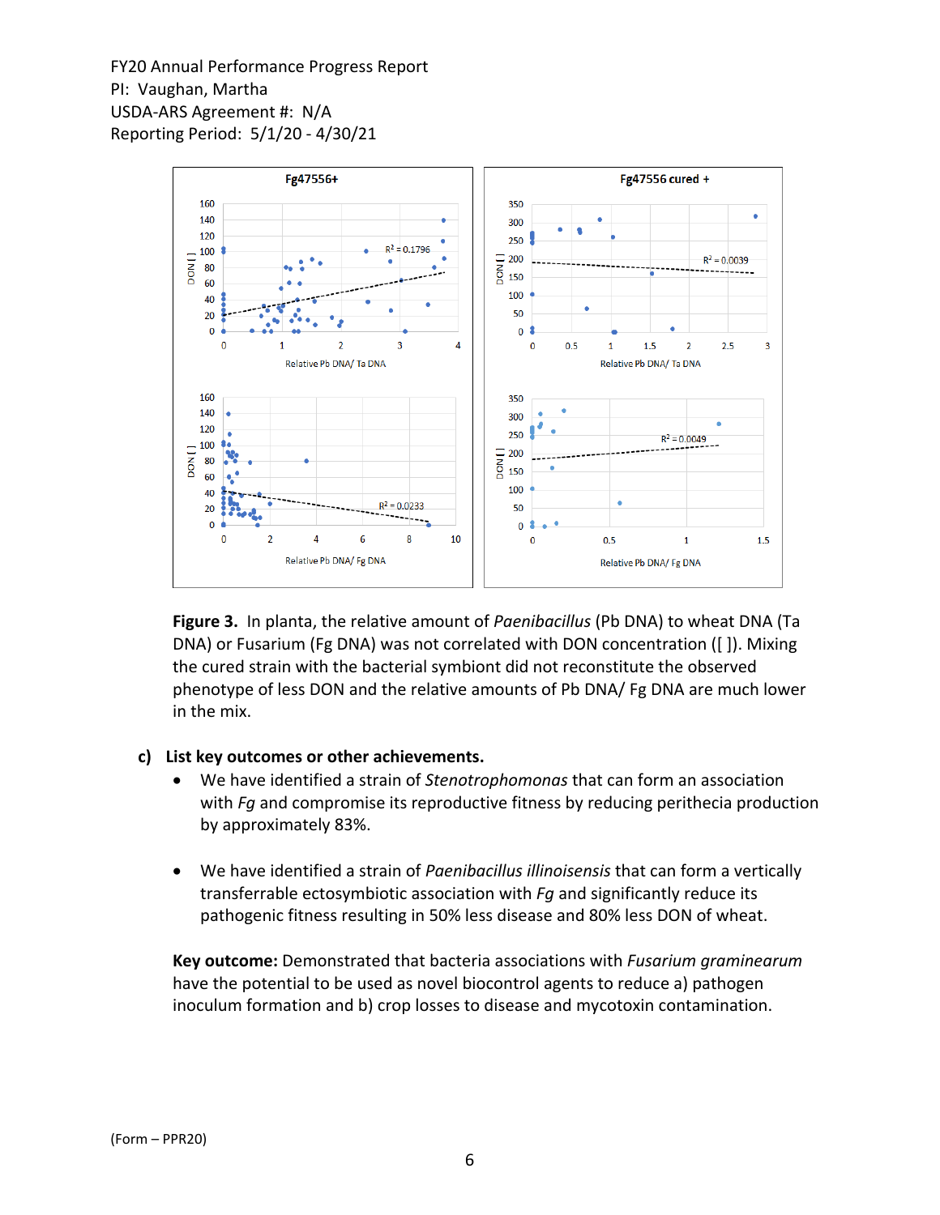**Figure 3.** In planta, the relative amount of *Paenibacillus* (Pb DNA) to wheat DNA (Ta DNA) or Fusarium (Fg DNA) was not correlated with DON concentration ([ ]). Mixing the cured strain with the bacterial symbiont did not reconstitute the observed phenotype of less DON and the relative amounts of Pb DNA/ Fg DNA are much lower in the mix.

**c) List key outcomes or other achievements.**

- We have identified a strain of *Stenotrophomonas* that can form an association with *Fg* and compromise its reproductive fitness by reducing perithecia production by approximately 83%.

- We have identified a strain of *Paenibacillus illinoisensis* that can form a vertically transferrable ectosymbiotic association with *Fg* and significantly reduce its pathogenic fitness resulting in 50% less disease and 80% less DON of wheat.

**Key outcome:** Demonstrated that bacteria associations with *Fusarium graminearum* have the potential to be used as novel biocontrol agents to reduce a) pathogen inoculum formation and b) crop losses to disease and mycotoxin contamination.

(Form – PPR20)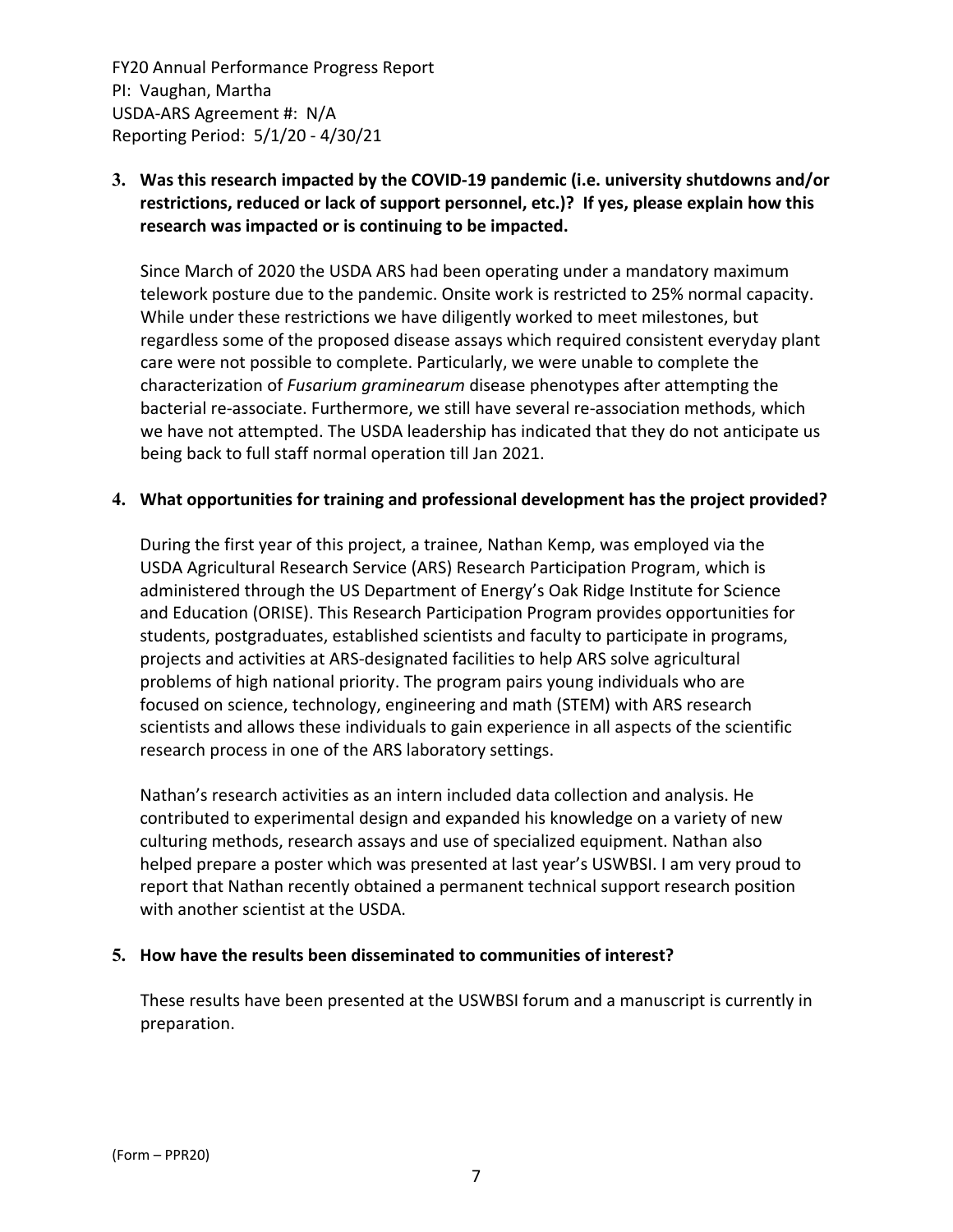**3. Was this research impacted by the COVID-19 pandemic (i.e. university shutdowns and/or restrictions, reduced or lack of support personnel, etc.)? If yes, please explain how this research was impacted or is continuing to be impacted.**

Since March of 2020 the USDA ARS had been operating under a mandatory maximum telework posture due to the pandemic. Onsite work is restricted to 25% normal capacity. While under these restrictions we have diligently worked to meet milestones, but regardless some of the proposed disease assays which required consistent everyday plant care were not possible to complete. Particularly, we were unable to complete the characterization of *Fusarium graminearum* disease phenotypes after attempting the bacterial re-associate. Furthermore, we still have several re-association methods, which we have not attempted. The USDA leadership has indicated that they do not anticipate us being back to full staff normal operation till Jan 2021.

**4. What opportunities for training and professional development has the project provided?**

During the first year of this project, a trainee, Nathan Kemp, was employed via the USDA Agricultural Research Service (ARS) Research Participation Program, which is administered through the US Department of Energy's Oak Ridge Institute for Science and Education (ORISE). This Research Participation Program provides opportunities for students, postgraduates, established scientists and faculty to participate in programs, projects and activities at ARS-designated facilities to help ARS solve agricultural problems of high national priority. The program pairs young individuals who are focused on science, technology, engineering and math (STEM) with ARS research scientists and allows these individuals to gain experience in all aspects of the scientific research process in one of the ARS laboratory settings.

Nathan's research activities as an intern included data collection and analysis. He contributed to experimental design and expanded his knowledge on a variety of new culturing methods, research assays and use of specialized equipment. Nathan also helped prepare a poster which was presented at last year's USWBSI. I am very proud to report that Nathan recently obtained a permanent technical support research position with another scientist at the USDA.

**5. How have the results been disseminated to communities of interest?**

These results have been presented at the USWBSI forum and a manuscript is currently in preparation.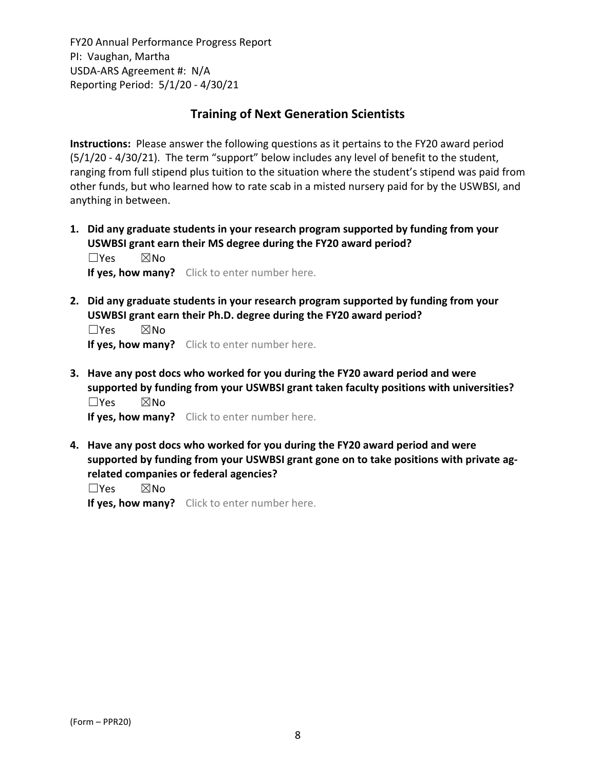FY20 Annual Performance Progress Report
PI: Vaughan, Martha
USDA-ARS Agreement #: N/A
Reporting Period: 5/1/20 - 4/30/21

## Training of Next Generation Scientists

**Instructions:** Please answer the following questions as it pertains to the FY20 award period (5/1/20 - 4/30/21). The term "support" below includes any level of benefit to the student, ranging from full stipend plus tuition to the situation where the student's stipend was paid from other funds, but who learned how to rate scab in a misted nursery paid for by the USWBSI, and anything in between.

1. **Did any graduate students in your research program supported by funding from your USWBSI grant earn their MS degree during the FY20 award period?**
   ☐Yes ☒No
   **If yes, how many?** Click to enter number here.

2. **Did any graduate students in your research program supported by funding from your USWBSI grant earn their Ph.D. degree during the FY20 award period?**
   ☐Yes ☒No
   **If yes, how many?** Click to enter number here.

3. **Have any post docs who worked for you during the FY20 award period and were supported by funding from your USWBSI grant taken faculty positions with universities?**
   ☐Yes ☒No
   **If yes, how many?** Click to enter number here.

4. **Have any post docs who worked for you during the FY20 award period and were supported by funding from your USWBSI grant gone on to take positions with private ag-related companies or federal agencies?**
   ☐Yes ☒No
   **If yes, how many?** Click to enter number here.

(Form – PPR20)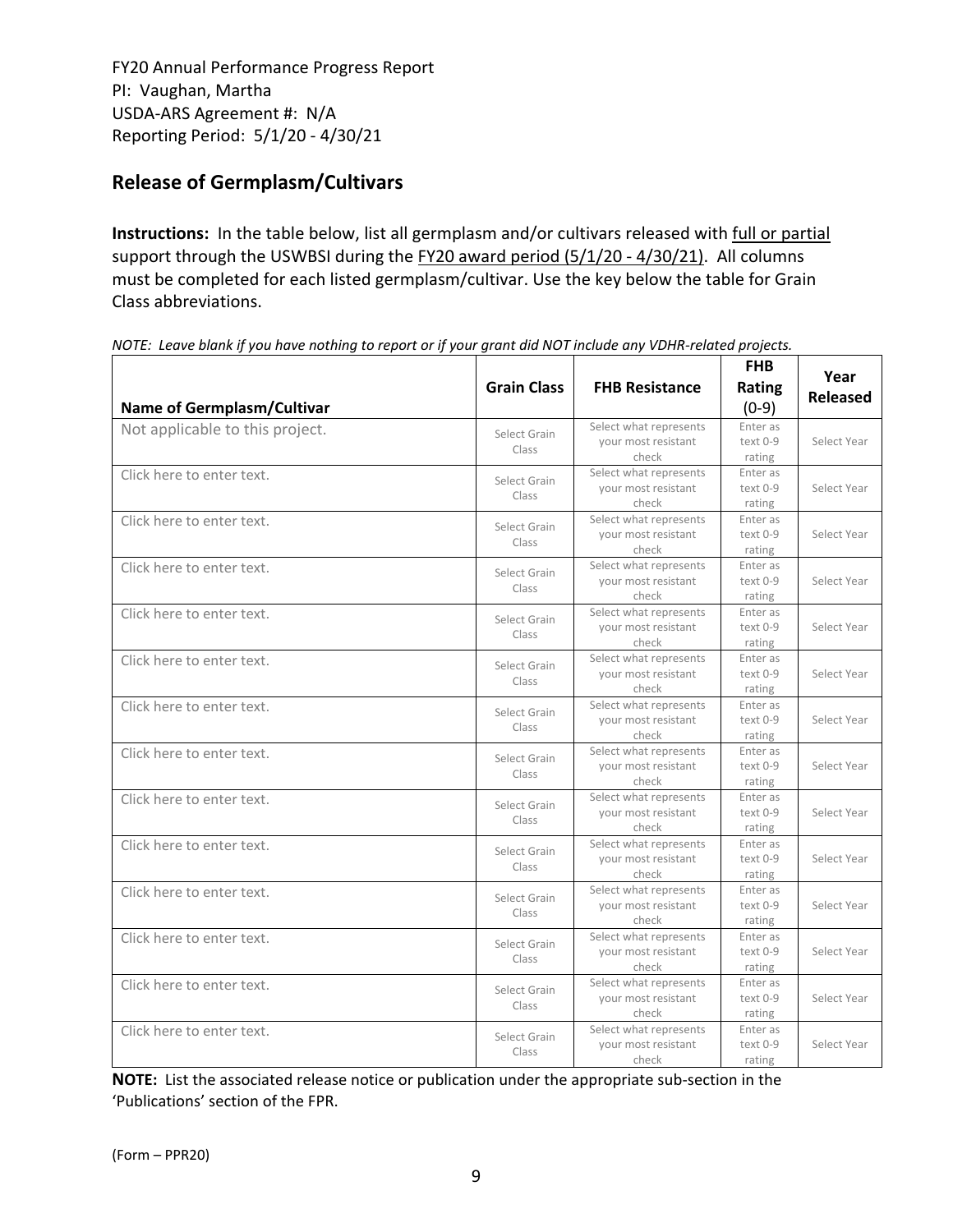FY20 Annual Performance Progress Report
PI: Vaughan, Martha
USDA-ARS Agreement #: N/A
Reporting Period: 5/1/20 - 4/30/21

## Release of Germplasm/Cultivars

**Instructions:** In the table below, list all germplasm and/or cultivars released with full or partial support through the USWBSI during the FY20 award period (5/1/20 - 4/30/21). All columns must be completed for each listed germplasm/cultivar. Use the key below the table for Grain Class abbreviations.

*NOTE: Leave blank if you have nothing to report or if your grant did NOT include any VDHR-related projects.*

| Name of Germplasm/Cultivar | Grain Class | FHB Resistance | FHB Rating (0-9) | Year Released |
|---|---|---|---|---|
| Not applicable to this project. | Select Grain Class | Select what represents your most resistant check | Enter as text 0-9 rating | Select Year |
| Click here to enter text. | Select Grain Class | Select what represents your most resistant check | Enter as text 0-9 rating | Select Year |
| Click here to enter text. | Select Grain Class | Select what represents your most resistant check | Enter as text 0-9 rating | Select Year |
| Click here to enter text. | Select Grain Class | Select what represents your most resistant check | Enter as text 0-9 rating | Select Year |
| Click here to enter text. | Select Grain Class | Select what represents your most resistant check | Enter as text 0-9 rating | Select Year |
| Click here to enter text. | Select Grain Class | Select what represents your most resistant check | Enter as text 0-9 rating | Select Year |
| Click here to enter text. | Select Grain Class | Select what represents your most resistant check | Enter as text 0-9 rating | Select Year |
| Click here to enter text. | Select Grain Class | Select what represents your most resistant check | Enter as text 0-9 rating | Select Year |
| Click here to enter text. | Select Grain Class | Select what represents your most resistant check | Enter as text 0-9 rating | Select Year |
| Click here to enter text. | Select Grain Class | Select what represents your most resistant check | Enter as text 0-9 rating | Select Year |
| Click here to enter text. | Select Grain Class | Select what represents your most resistant check | Enter as text 0-9 rating | Select Year |
| Click here to enter text. | Select Grain Class | Select what represents your most resistant check | Enter as text 0-9 rating | Select Year |
| Click here to enter text. | Select Grain Class | Select what represents your most resistant check | Enter as text 0-9 rating | Select Year |
| Click here to enter text. | Select Grain Class | Select what represents your most resistant check | Enter as text 0-9 rating | Select Year |

**NOTE:** List the associated release notice or publication under the appropriate sub-section in the 'Publications' section of the FPR.

(Form – PPR20)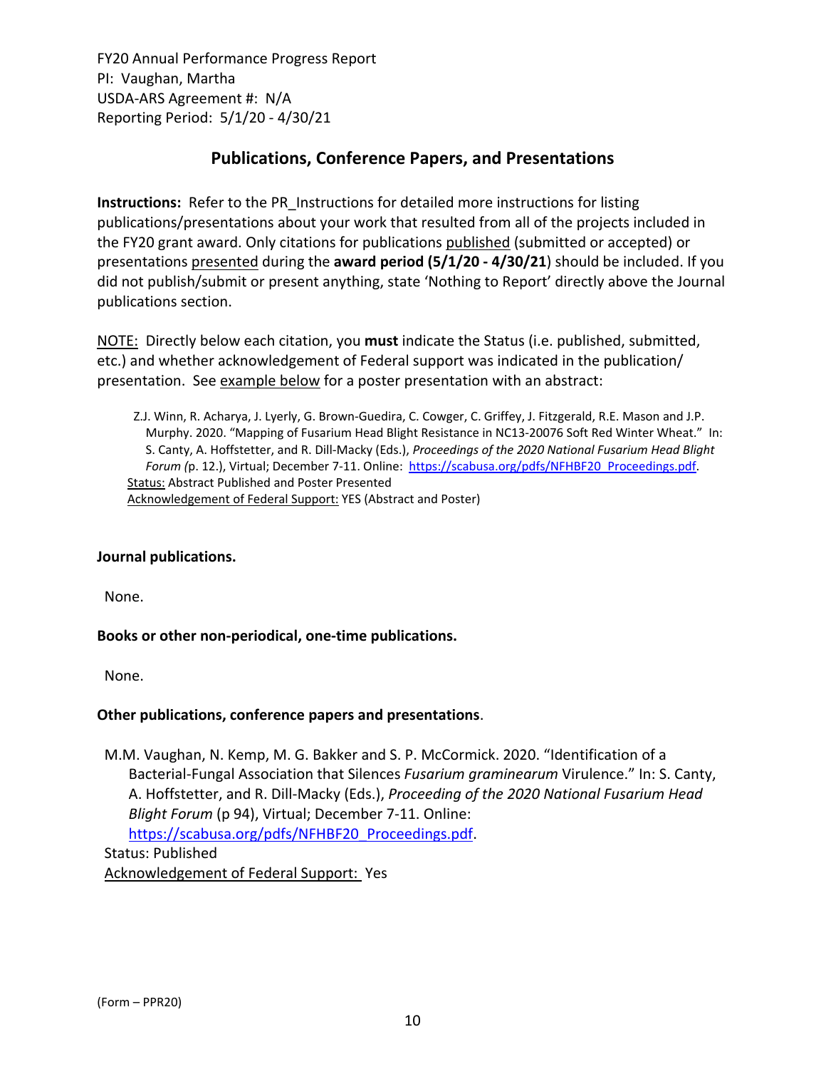FY20 Annual Performance Progress Report
PI: Vaughan, Martha
USDA-ARS Agreement #: N/A
Reporting Period: 5/1/20 - 4/30/21

## Publications, Conference Papers, and Presentations

**Instructions:** Refer to the PR_Instructions for detailed more instructions for listing publications/presentations about your work that resulted from all of the projects included in the FY20 grant award. Only citations for publications published (submitted or accepted) or presentations presented during the **award period (5/1/20 - 4/30/21)** should be included. If you did not publish/submit or present anything, state 'Nothing to Report' directly above the Journal publications section.

NOTE: Directly below each citation, you **must** indicate the Status (i.e. published, submitted, etc.) and whether acknowledgement of Federal support was indicated in the publication/ presentation. See example below for a poster presentation with an abstract:

> Z.J. Winn, R. Acharya, J. Lyerly, G. Brown-Guedira, C. Cowger, C. Griffey, J. Fitzgerald, R.E. Mason and J.P. Murphy. 2020. "Mapping of Fusarium Head Blight Resistance in NC13-20076 Soft Red Winter Wheat." In: S. Canty, A. Hoffstetter, and R. Dill-Macky (Eds.), *Proceedings of the 2020 National Fusarium Head Blight Forum (*p. 12.), Virtual; December 7-11. Online: https://scabusa.org/pdfs/NFHBF20_Proceedings.pdf.
> Status: Abstract Published and Poster Presented
> Acknowledgement of Federal Support: YES (Abstract and Poster)

**Journal publications.**

None.

**Books or other non-periodical, one-time publications.**

None.

**Other publications, conference papers and presentations**.

M.M. Vaughan, N. Kemp, M. G. Bakker and S. P. McCormick. 2020. "Identification of a Bacterial-Fungal Association that Silences *Fusarium graminearum* Virulence." In: S. Canty, A. Hoffstetter, and R. Dill-Macky (Eds.), *Proceeding of the 2020 National Fusarium Head Blight Forum* (p 94), Virtual; December 7-11. Online: https://scabusa.org/pdfs/NFHBF20_Proceedings.pdf.
Status: Published
Acknowledgement of Federal Support: Yes

(Form – PPR20)